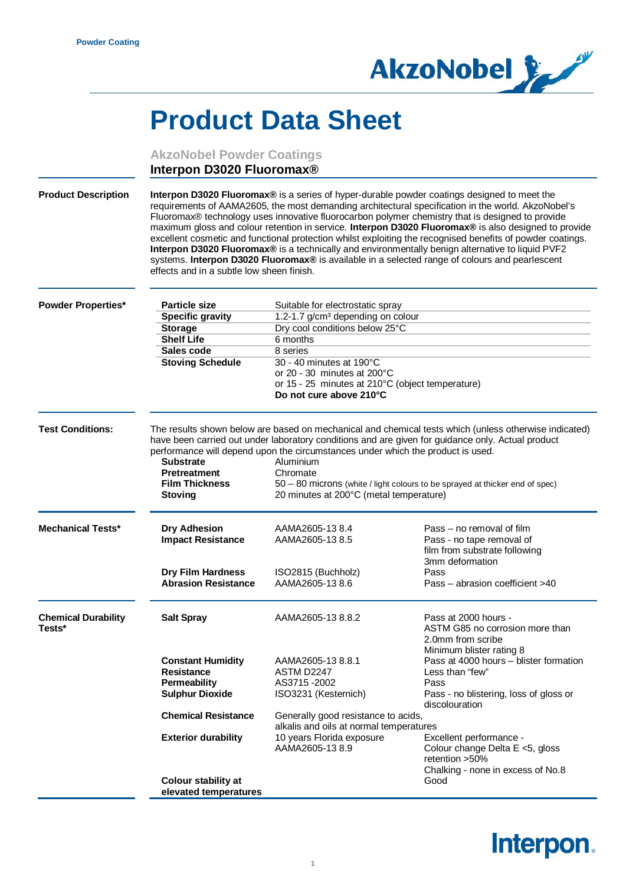Powder Coating

# Product Data Sheet

### AkzoNobel Powder Coatings

## Interpon D3020 Fluoromax®

### Product Description

**Interpon D3020 Fluoromax®** is a series of hyper-durable powder coatings designed to meet the requirements of AAMA2605, the most demanding architectural specification in the world. AkzoNobel's Fluoromax® technology uses innovative fluorocarbon polymer chemistry that is designed to provide maximum gloss and colour retention in service. **Interpon D3020 Fluoromax®** is also designed to provide excellent cosmetic and functional protection whilst exploiting the recognised benefits of powder coatings. **Interpon D3020 Fluoromax®** is a technically and environmentally benign alternative to liquid PVF2 systems. **Interpon D3020 Fluoromax®** is available in a selected range of colours and pearlescent effects and in a subtle low sheen finish.

### Powder Properties*

| Property | Value |
|---|---|
| **Particle size** | Suitable for electrostatic spray |
| **Specific gravity** | 1.2-1.7 g/cm³ depending on colour |
| **Storage** | Dry cool conditions below 25°C |
| **Shelf Life** | 6 months |
| **Sales code** | 8 series |
| **Stoving Schedule** | 30 - 40 minutes at 190°C<br>or 20 - 30 minutes at 200°C<br>or 15 - 25 minutes at 210°C (object temperature)<br>**Do not cure above 210°C** |

### Test Conditions:

The results shown below are based on mechanical and chemical tests which (unless otherwise indicated) have been carried out under laboratory conditions and are given for guidance only. Actual product performance will depend upon the circumstances under which the product is used.

| Condition | Value |
|---|---|
| **Substrate** | Aluminium |
| **Pretreatment** | Chromate |
| **Film Thickness** | 50 – 80 microns (white / light colours to be sprayed at thicker end of spec) |
| **Stoving** | 20 minutes at 200°C (metal temperature) |

### Mechanical Tests*

| Test | Method | Result |
|---|---|---|
| **Dry Adhesion** | AAMA2605-13 8.4 | Pass – no removal of film |
| **Impact Resistance** | AAMA2605-13 8.5 | Pass - no tape removal of film from substrate following 3mm deformation |
| **Dry Film Hardness** | ISO2815 (Buchholz) | Pass |
| **Abrasion Resistance** | AAMA2605-13 8.6 | Pass – abrasion coefficient >40 |

### Chemical Durability Tests*

| Test | Method | Result |
|---|---|---|
| **Salt Spray** | AAMA2605-13 8.8.2 | Pass at 2000 hours - ASTM G85 no corrosion more than 2.0mm from scribe<br>Minimum blister rating 8 |
| **Constant Humidity Resistance** | AAMA2605-13 8.8.1<br>ASTM D2247 | Pass at 4000 hours – blister formation Less than "few" |
| **Permeability** | AS3715 -2002 | Pass |
| **Sulphur Dioxide** | ISO3231 (Kesternich) | Pass - no blistering, loss of gloss or discolouration |
| **Chemical Resistance** | Generally good resistance to acids, alkalis and oils at normal temperatures | |
| **Exterior durability** | 10 years Florida exposure<br>AAMA2605-13 8.9 | Excellent performance - Colour change Delta E <5, gloss retention >50%<br>Chalking - none in excess of No.8 |
| **Colour stability at elevated temperatures** | | Good |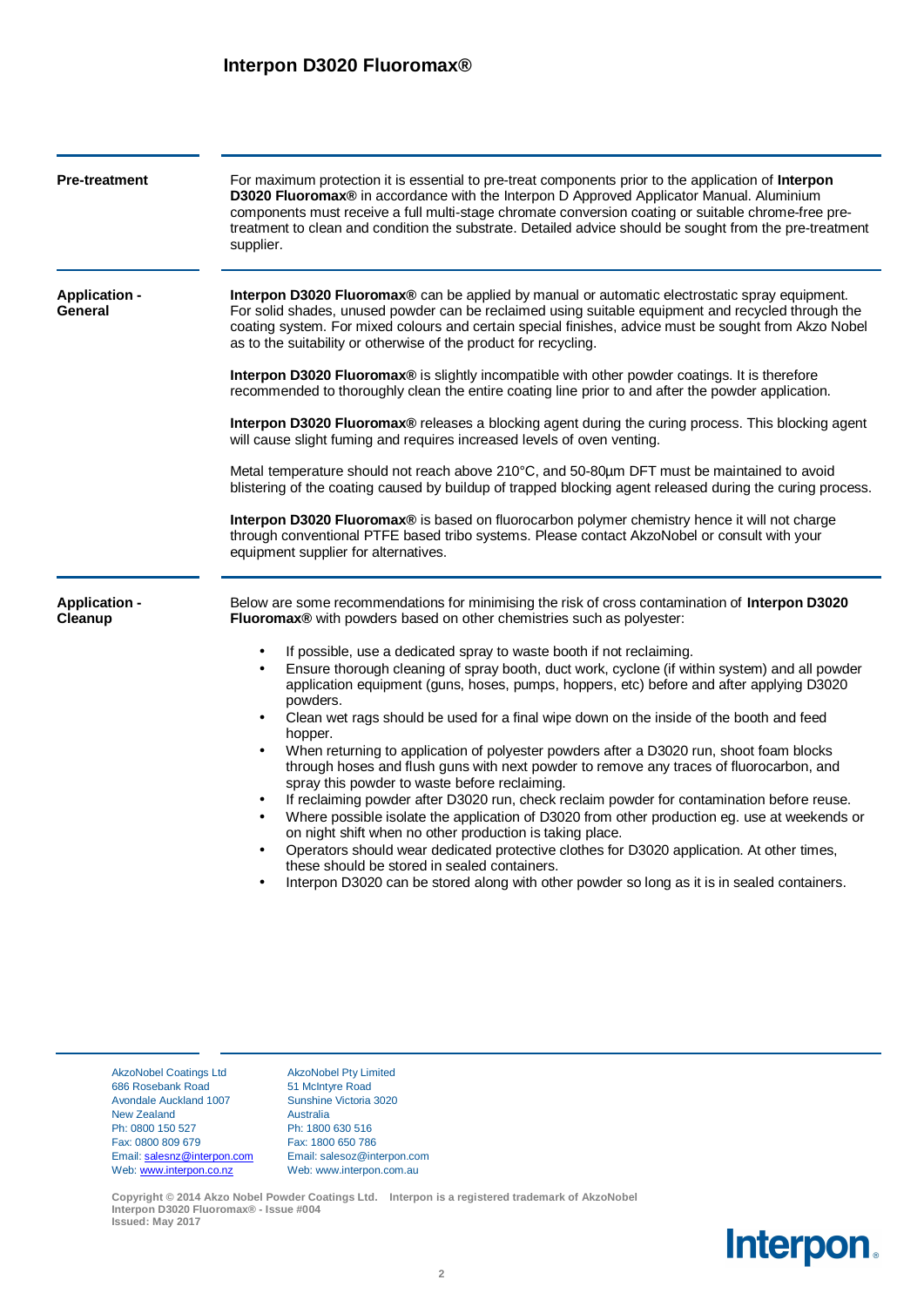## Pre-treatment

For maximum protection it is essential to pre-treat components prior to the application of **Interpon D3020 Fluoromax®** in accordance with the Interpon D Approved Applicator Manual. Aluminium components must receive a full multi-stage chromate conversion coating or suitable chrome-free pre-treatment to clean and condition the substrate. Detailed advice should be sought from the pre-treatment supplier.

## Application - General

**Interpon D3020 Fluoromax®** can be applied by manual or automatic electrostatic spray equipment. For solid shades, unused powder can be reclaimed using suitable equipment and recycled through the coating system. For mixed colours and certain special finishes, advice must be sought from Akzo Nobel as to the suitability or otherwise of the product for recycling.

**Interpon D3020 Fluoromax®** is slightly incompatible with other powder coatings. It is therefore recommended to thoroughly clean the entire coating line prior to and after the powder application.

**Interpon D3020 Fluoromax®** releases a blocking agent during the curing process. This blocking agent will cause slight fuming and requires increased levels of oven venting.

Metal temperature should not reach above 210°C, and 50-80µm DFT must be maintained to avoid blistering of the coating caused by buildup of trapped blocking agent released during the curing process.

**Interpon D3020 Fluoromax®** is based on fluorocarbon polymer chemistry hence it will not charge through conventional PTFE based tribo systems. Please contact AkzoNobel or consult with your equipment supplier for alternatives.

## Application - Cleanup

Below are some recommendations for minimising the risk of cross contamination of **Interpon D3020 Fluoromax®** with powders based on other chemistries such as polyester:

- If possible, use a dedicated spray to waste booth if not reclaiming.
- Ensure thorough cleaning of spray booth, duct work, cyclone (if within system) and all powder application equipment (guns, hoses, pumps, hoppers, etc) before and after applying D3020 powders.
- Clean wet rags should be used for a final wipe down on the inside of the booth and feed hopper.
- When returning to application of polyester powders after a D3020 run, shoot foam blocks through hoses and flush guns with next powder to remove any traces of fluorocarbon, and spray this powder to waste before reclaiming.
- If reclaiming powder after D3020 run, check reclaim powder for contamination before reuse.
- Where possible isolate the application of D3020 from other production eg. use at weekends or on night shift when no other production is taking place.
- Operators should wear dedicated protective clothes for D3020 application. At other times, these should be stored in sealed containers.
- Interpon D3020 can be stored along with other powder so long as it is in sealed containers.

AkzoNobel Coatings Ltd
686 Rosebank Road
Avondale Auckland 1007
New Zealand
Ph: 0800 150 527
Fax: 0800 809 679
Email: salesnz@interpon.com
Web: www.interpon.co.nz

AkzoNobel Pty Limited
51 McIntyre Road
Sunshine Victoria 3020
Australia
Ph: 1800 630 516
Fax: 1800 650 786
Email: salesoz@interpon.com
Web: www.interpon.com.au

**Copyright © 2014 Akzo Nobel Powder Coatings Ltd. Interpon is a registered trademark of AkzoNobel**
**Interpon D3020 Fluoromax® - Issue #004**
**Issued: May 2017**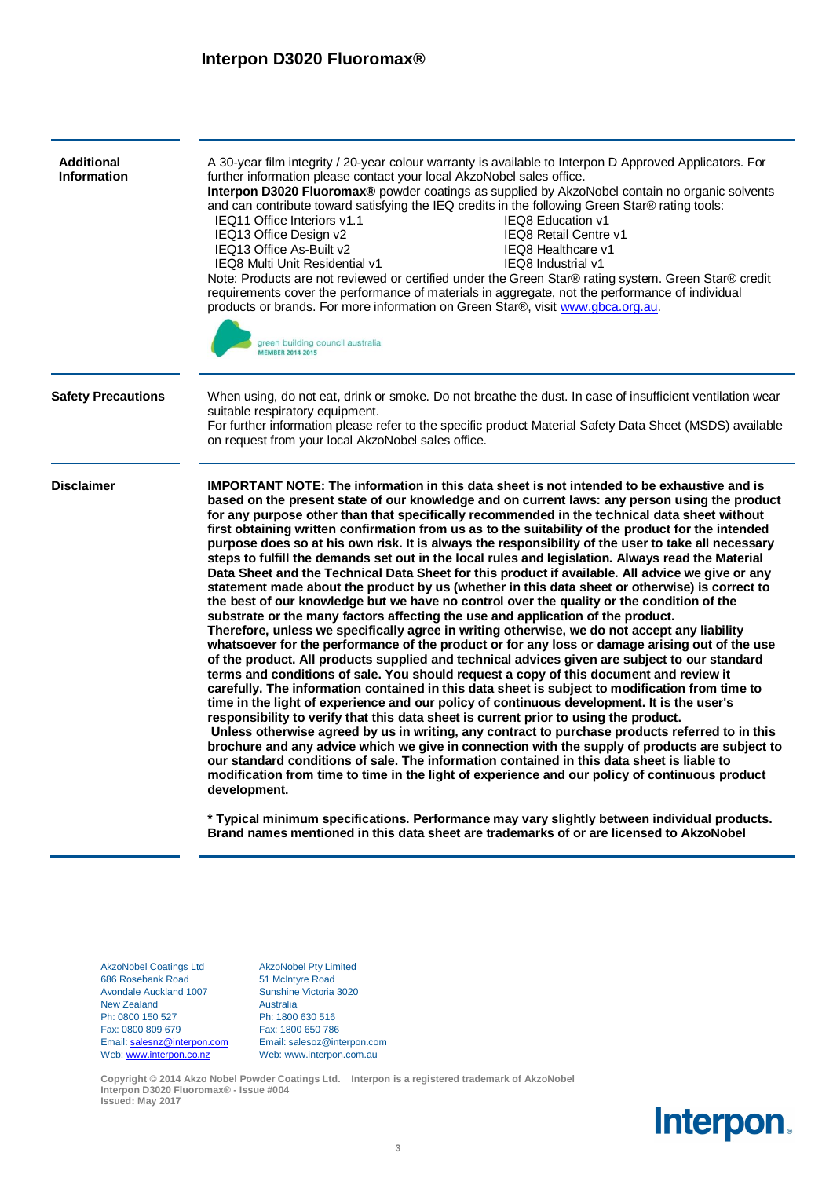# Interpon D3020 Fluoromax®

## Additional Information

A 30-year film integrity / 20-year colour warranty is available to Interpon D Approved Applicators. For further information please contact your local AkzoNobel sales office.

**Interpon D3020 Fluoromax®** powder coatings as supplied by AkzoNobel contain no organic solvents and can contribute toward satisfying the IEQ credits in the following Green Star® rating tools:

| | |
|---|---|
| IEQ11 Office Interiors v1.1 | IEQ8 Education v1 |
| IEQ13 Office Design v2 | IEQ8 Retail Centre v1 |
| IEQ13 Office As-Built v2 | IEQ8 Healthcare v1 |
| IEQ8 Multi Unit Residential v1 | IEQ8 Industrial v1 |

Note: Products are not reviewed or certified under the Green Star® rating system. Green Star® credit requirements cover the performance of materials in aggregate, not the performance of individual products or brands. For more information on Green Star®, visit www.gbca.org.au.

green building council australia
MEMBER 2014-2015

## Safety Precautions

When using, do not eat, drink or smoke. Do not breathe the dust. In case of insufficient ventilation wear suitable respiratory equipment.
For further information please refer to the specific product Material Safety Data Sheet (MSDS) available on request from your local AkzoNobel sales office.

## Disclaimer

**IMPORTANT NOTE: The information in this data sheet is not intended to be exhaustive and is based on the present state of our knowledge and on current laws: any person using the product for any purpose other than that specifically recommended in the technical data sheet without first obtaining written confirmation from us as to the suitability of the product for the intended purpose does so at his own risk. It is always the responsibility of the user to take all necessary steps to fulfill the demands set out in the local rules and legislation. Always read the Material Data Sheet and the Technical Data Sheet for this product if available. All advice we give or any statement made about the product by us (whether in this data sheet or otherwise) is correct to the best of our knowledge but we have no control over the quality or the condition of the substrate or the many factors affecting the use and application of the product. Therefore, unless we specifically agree in writing otherwise, we do not accept any liability whatsoever for the performance of the product or for any loss or damage arising out of the use of the product. All products supplied and technical advices given are subject to our standard terms and conditions of sale. You should request a copy of this document and review it carefully. The information contained in this data sheet is subject to modification from time to time in the light of experience and our policy of continuous development. It is the user's responsibility to verify that this data sheet is current prior to using the product. Unless otherwise agreed by us in writing, any contract to purchase products referred to in this brochure and any advice which we give in connection with the supply of products are subject to our standard conditions of sale. The information contained in this data sheet is liable to modification from time to time in the light of experience and our policy of continuous product development.**

**\* Typical minimum specifications. Performance may vary slightly between individual products. Brand names mentioned in this data sheet are trademarks of or are licensed to AkzoNobel**

AkzoNobel Coatings Ltd
686 Rosebank Road
Avondale Auckland 1007
New Zealand
Ph: 0800 150 527
Fax: 0800 809 679
Email: salesnz@interpon.com
Web: www.interpon.co.nz

AkzoNobel Pty Limited
51 McIntyre Road
Sunshine Victoria 3020
Australia
Ph: 1800 630 516
Fax: 1800 650 786
Email: salesoz@interpon.com
Web: www.interpon.com.au

Copyright © 2014 Akzo Nobel Powder Coatings Ltd. Interpon is a registered trademark of AkzoNobel
Interpon D3020 Fluoromax® - Issue #004
Issued: May 2017

Interpon.